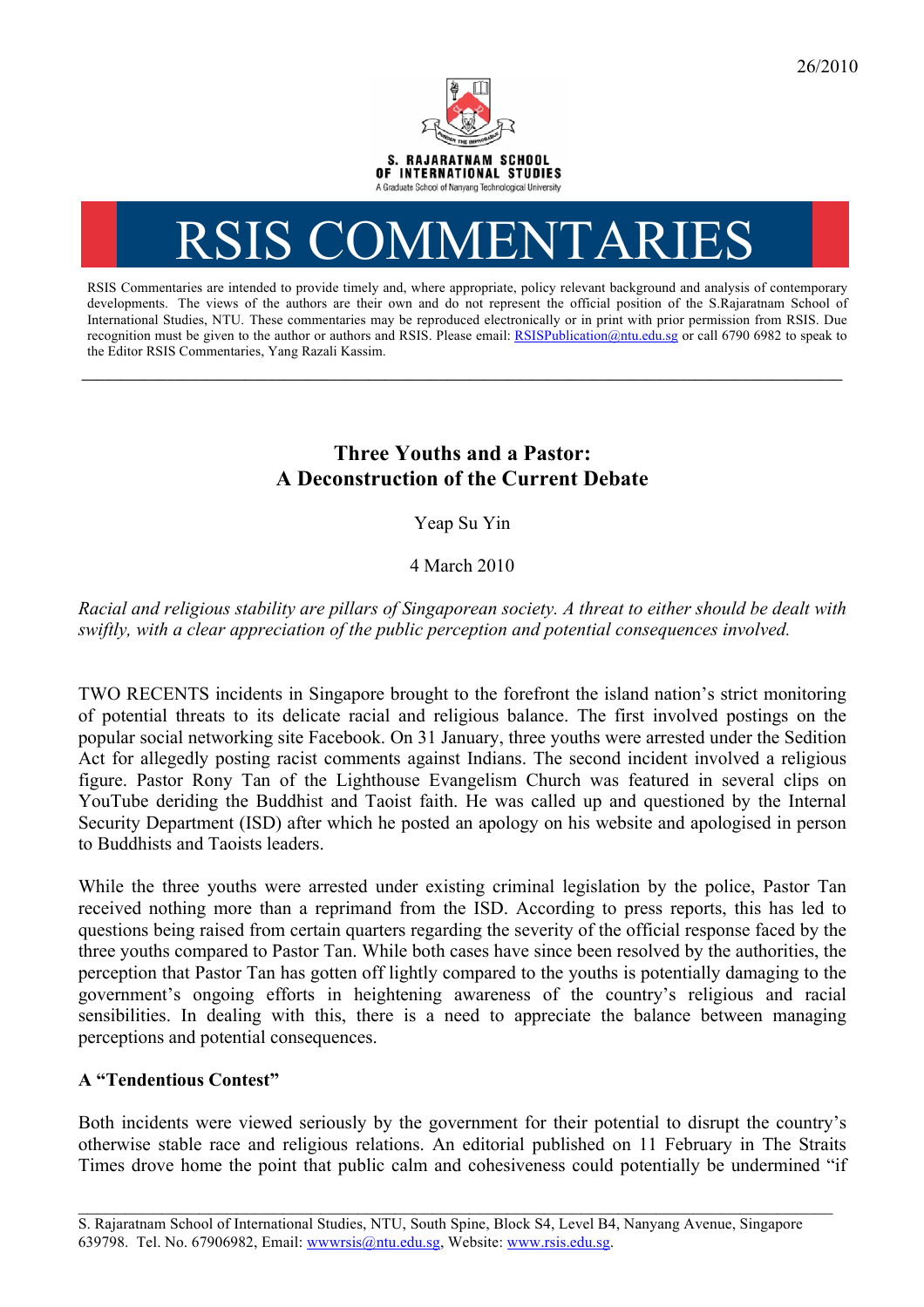26/2010

S. RAJARATNAM SCHOOL OF INTERNATIONAL STUDIES
A Graduate School of Nanyang Technological University

# RSIS COMMENTARIES

RSIS Commentaries are intended to provide timely and, where appropriate, policy relevant background and analysis of contemporary developments. The views of the authors are their own and do not represent the official position of the S.Rajaratnam School of International Studies, NTU. These commentaries may be reproduced electronically or in print with prior permission from RSIS. Due recognition must be given to the author or authors and RSIS. Please email: RSISPublication@ntu.edu.sg or call 6790 6982 to speak to the Editor RSIS Commentaries, Yang Razali Kassim.

---

## Three Youths and a Pastor: A Deconstruction of the Current Debate

Yeap Su Yin

4 March 2010

*Racial and religious stability are pillars of Singaporean society. A threat to either should be dealt with swiftly, with a clear appreciation of the public perception and potential consequences involved.*

TWO RECENTS incidents in Singapore brought to the forefront the island nation's strict monitoring of potential threats to its delicate racial and religious balance. The first involved postings on the popular social networking site Facebook. On 31 January, three youths were arrested under the Sedition Act for allegedly posting racist comments against Indians. The second incident involved a religious figure. Pastor Rony Tan of the Lighthouse Evangelism Church was featured in several clips on YouTube deriding the Buddhist and Taoist faith. He was called up and questioned by the Internal Security Department (ISD) after which he posted an apology on his website and apologised in person to Buddhists and Taoists leaders.

While the three youths were arrested under existing criminal legislation by the police, Pastor Tan received nothing more than a reprimand from the ISD. According to press reports, this has led to questions being raised from certain quarters regarding the severity of the official response faced by the three youths compared to Pastor Tan. While both cases have since been resolved by the authorities, the perception that Pastor Tan has gotten off lightly compared to the youths is potentially damaging to the government's ongoing efforts in heightening awareness of the country's religious and racial sensibilities. In dealing with this, there is a need to appreciate the balance between managing perceptions and potential consequences.

### A "Tendentious Contest"

Both incidents were viewed seriously by the government for their potential to disrupt the country's otherwise stable race and religious relations. An editorial published on 11 February in The Straits Times drove home the point that public calm and cohesiveness could potentially be undermined "if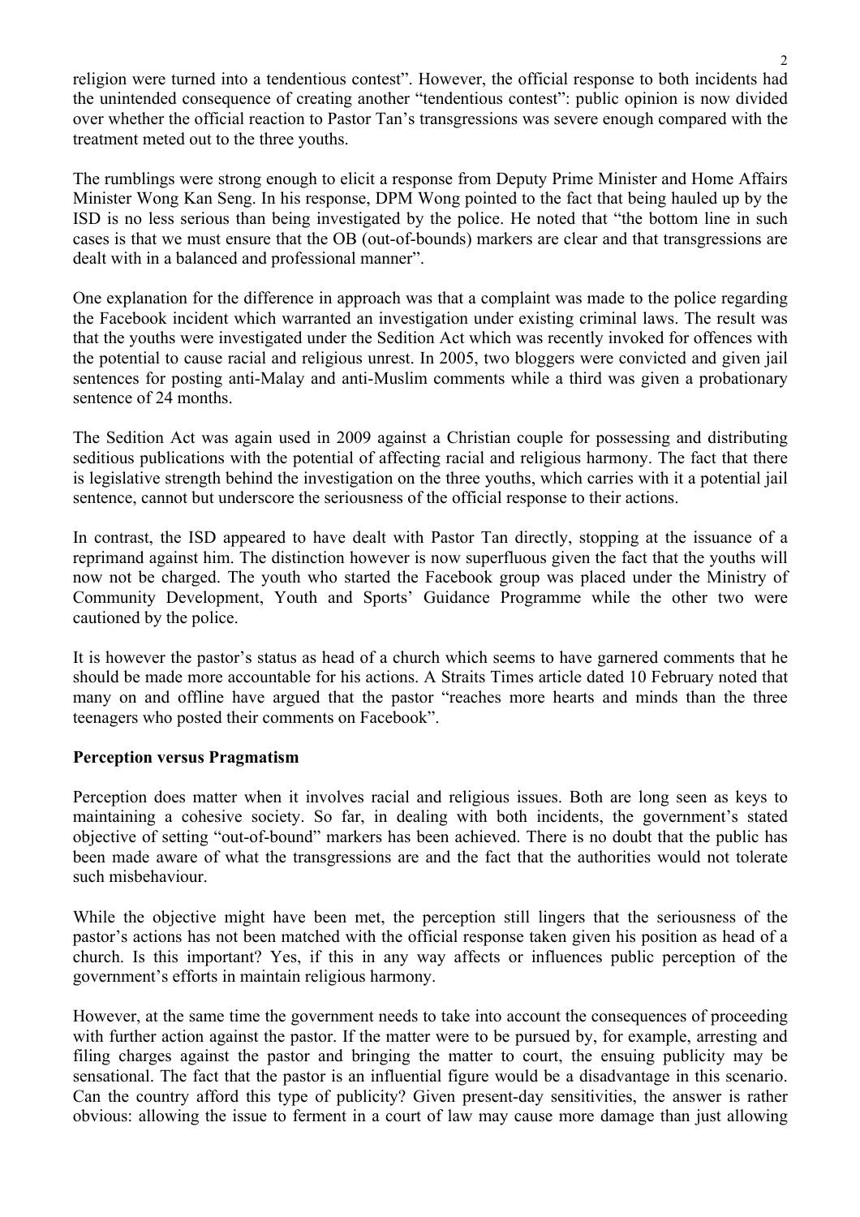religion were turned into a tendentious contest". However, the official response to both incidents had the unintended consequence of creating another "tendentious contest": public opinion is now divided over whether the official reaction to Pastor Tan's transgressions was severe enough compared with the treatment meted out to the three youths.

The rumblings were strong enough to elicit a response from Deputy Prime Minister and Home Affairs Minister Wong Kan Seng. In his response, DPM Wong pointed to the fact that being hauled up by the ISD is no less serious than being investigated by the police. He noted that "the bottom line in such cases is that we must ensure that the OB (out-of-bounds) markers are clear and that transgressions are dealt with in a balanced and professional manner".

One explanation for the difference in approach was that a complaint was made to the police regarding the Facebook incident which warranted an investigation under existing criminal laws. The result was that the youths were investigated under the Sedition Act which was recently invoked for offences with the potential to cause racial and religious unrest. In 2005, two bloggers were convicted and given jail sentences for posting anti-Malay and anti-Muslim comments while a third was given a probationary sentence of 24 months.

The Sedition Act was again used in 2009 against a Christian couple for possessing and distributing seditious publications with the potential of affecting racial and religious harmony. The fact that there is legislative strength behind the investigation on the three youths, which carries with it a potential jail sentence, cannot but underscore the seriousness of the official response to their actions.

In contrast, the ISD appeared to have dealt with Pastor Tan directly, stopping at the issuance of a reprimand against him. The distinction however is now superfluous given the fact that the youths will now not be charged. The youth who started the Facebook group was placed under the Ministry of Community Development, Youth and Sports' Guidance Programme while the other two were cautioned by the police.

It is however the pastor's status as head of a church which seems to have garnered comments that he should be made more accountable for his actions. A Straits Times article dated 10 February noted that many on and offline have argued that the pastor "reaches more hearts and minds than the three teenagers who posted their comments on Facebook".

**Perception versus Pragmatism**

Perception does matter when it involves racial and religious issues. Both are long seen as keys to maintaining a cohesive society. So far, in dealing with both incidents, the government's stated objective of setting "out-of-bound" markers has been achieved. There is no doubt that the public has been made aware of what the transgressions are and the fact that the authorities would not tolerate such misbehaviour.

While the objective might have been met, the perception still lingers that the seriousness of the pastor's actions has not been matched with the official response taken given his position as head of a church. Is this important? Yes, if this in any way affects or influences public perception of the government's efforts in maintain religious harmony.

However, at the same time the government needs to take into account the consequences of proceeding with further action against the pastor. If the matter were to be pursued by, for example, arresting and filing charges against the pastor and bringing the matter to court, the ensuing publicity may be sensational. The fact that the pastor is an influential figure would be a disadvantage in this scenario. Can the country afford this type of publicity? Given present-day sensitivities, the answer is rather obvious: allowing the issue to ferment in a court of law may cause more damage than just allowing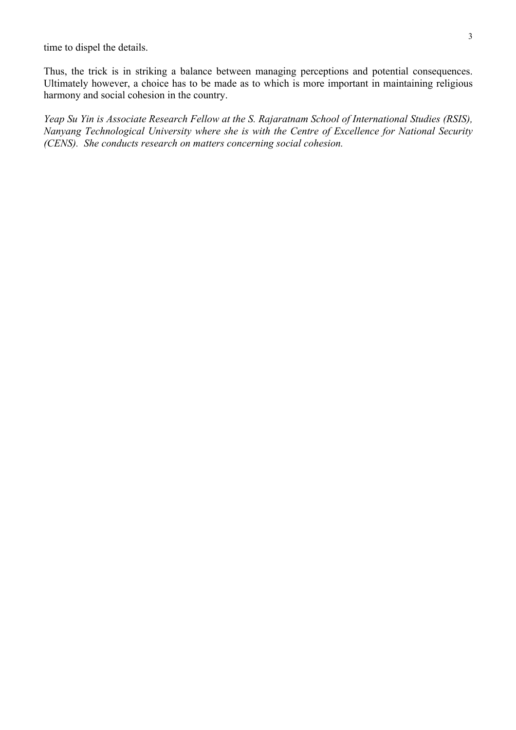time to dispel the details.

Thus, the trick is in striking a balance between managing perceptions and potential consequences. Ultimately however, a choice has to be made as to which is more important in maintaining religious harmony and social cohesion in the country.

*Yeap Su Yin is Associate Research Fellow at the S. Rajaratnam School of International Studies (RSIS), Nanyang Technological University where she is with the Centre of Excellence for National Security (CENS). She conducts research on matters concerning social cohesion.*